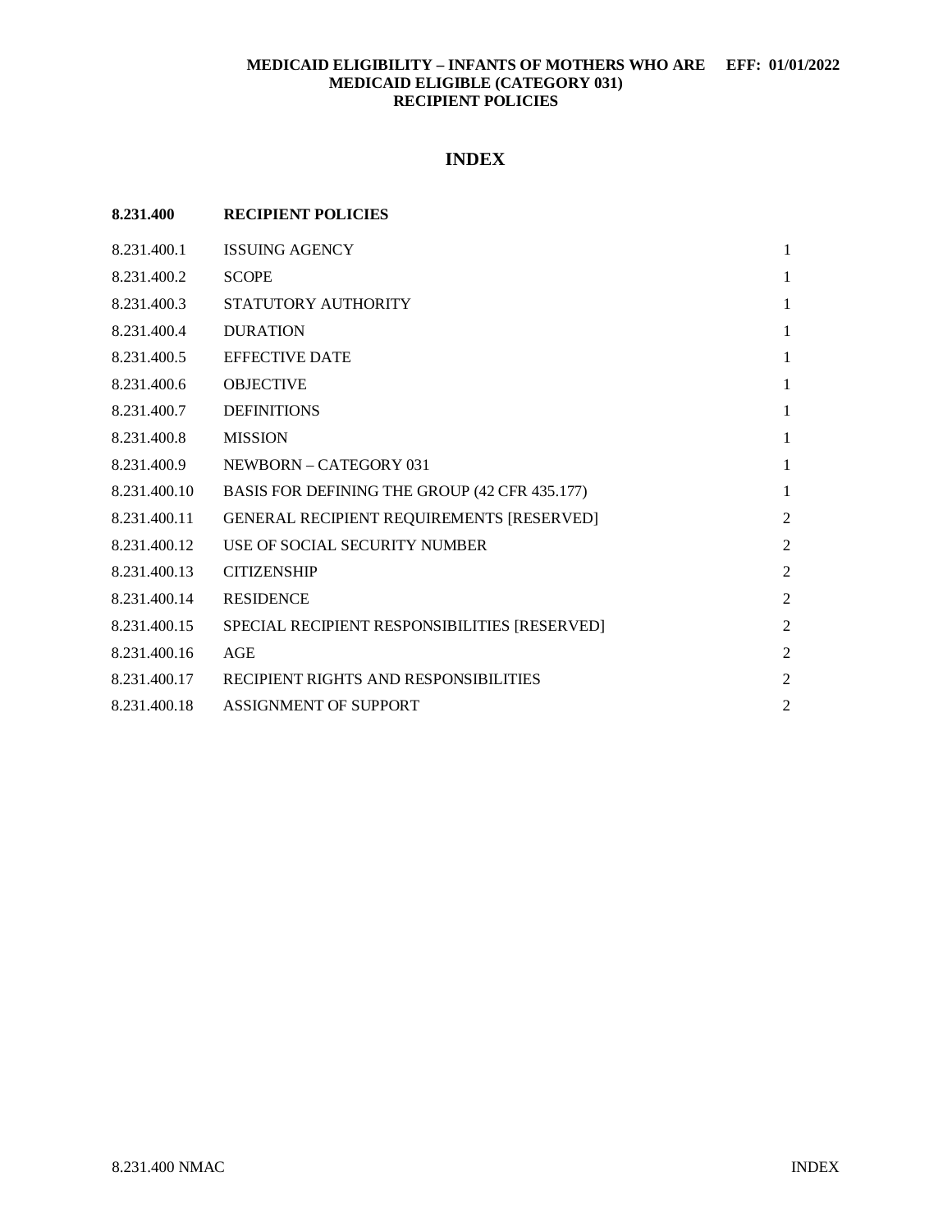**MEDICAID ELIGIBILITY – INFANTS OF MOTHERS WHO ARE MEDICAID ELIGIBLE (CATEGORY 031)**
**RECIPIENT POLICIES**
**EFF: 01/01/2022**

# INDEX

| **8.231.400** | **RECIPIENT POLICIES** | |
|---|---|---|
| 8.231.400.1 | ISSUING AGENCY | 1 |
| 8.231.400.2 | SCOPE | 1 |
| 8.231.400.3 | STATUTORY AUTHORITY | 1 |
| 8.231.400.4 | DURATION | 1 |
| 8.231.400.5 | EFFECTIVE DATE | 1 |
| 8.231.400.6 | OBJECTIVE | 1 |
| 8.231.400.7 | DEFINITIONS | 1 |
| 8.231.400.8 | MISSION | 1 |
| 8.231.400.9 | NEWBORN – CATEGORY 031 | 1 |
| 8.231.400.10 | BASIS FOR DEFINING THE GROUP (42 CFR 435.177) | 1 |
| 8.231.400.11 | GENERAL RECIPIENT REQUIREMENTS [RESERVED] | 2 |
| 8.231.400.12 | USE OF SOCIAL SECURITY NUMBER | 2 |
| 8.231.400.13 | CITIZENSHIP | 2 |
| 8.231.400.14 | RESIDENCE | 2 |
| 8.231.400.15 | SPECIAL RECIPIENT RESPONSIBILITIES [RESERVED] | 2 |
| 8.231.400.16 | AGE | 2 |
| 8.231.400.17 | RECIPIENT RIGHTS AND RESPONSIBILITIES | 2 |
| 8.231.400.18 | ASSIGNMENT OF SUPPORT | 2 |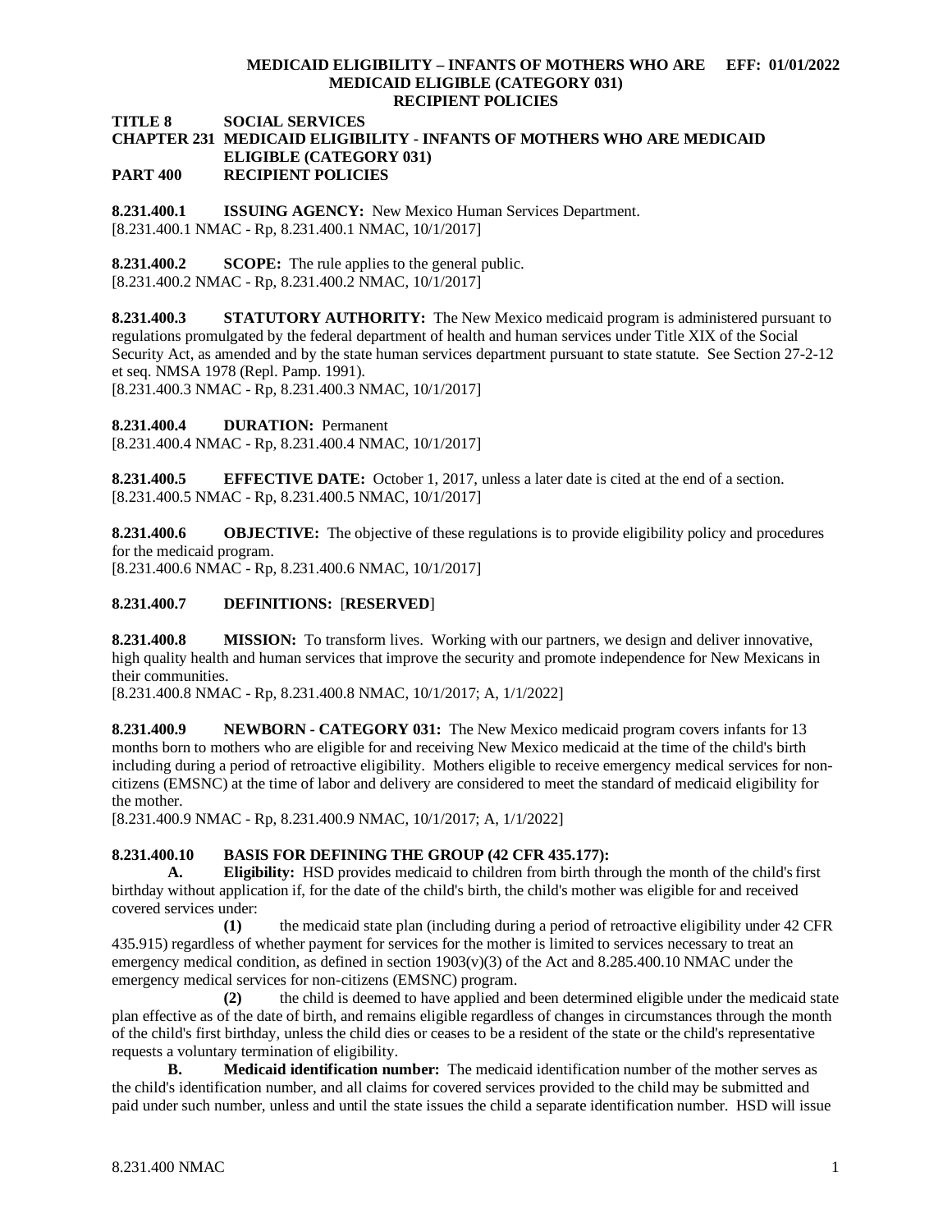**TITLE 8 SOCIAL SERVICES**
**CHAPTER 231 MEDICAID ELIGIBILITY - INFANTS OF MOTHERS WHO ARE MEDICAID ELIGIBLE (CATEGORY 031)**
**PART 400 RECIPIENT POLICIES**

**8.231.400.1 ISSUING AGENCY:** New Mexico Human Services Department.
[8.231.400.1 NMAC - Rp, 8.231.400.1 NMAC, 10/1/2017]

**8.231.400.2 SCOPE:** The rule applies to the general public.
[8.231.400.2 NMAC - Rp, 8.231.400.2 NMAC, 10/1/2017]

**8.231.400.3 STATUTORY AUTHORITY:** The New Mexico medicaid program is administered pursuant to regulations promulgated by the federal department of health and human services under Title XIX of the Social Security Act, as amended and by the state human services department pursuant to state statute. See Section 27-2-12 et seq. NMSA 1978 (Repl. Pamp. 1991).
[8.231.400.3 NMAC - Rp, 8.231.400.3 NMAC, 10/1/2017]

**8.231.400.4 DURATION:** Permanent
[8.231.400.4 NMAC - Rp, 8.231.400.4 NMAC, 10/1/2017]

**8.231.400.5 EFFECTIVE DATE:** October 1, 2017, unless a later date is cited at the end of a section.
[8.231.400.5 NMAC - Rp, 8.231.400.5 NMAC, 10/1/2017]

**8.231.400.6 OBJECTIVE:** The objective of these regulations is to provide eligibility policy and procedures for the medicaid program.
[8.231.400.6 NMAC - Rp, 8.231.400.6 NMAC, 10/1/2017]

**8.231.400.7 DEFINITIONS:** [**RESERVED**]

**8.231.400.8 MISSION:** To transform lives. Working with our partners, we design and deliver innovative, high quality health and human services that improve the security and promote independence for New Mexicans in their communities.
[8.231.400.8 NMAC - Rp, 8.231.400.8 NMAC, 10/1/2017; A, 1/1/2022]

**8.231.400.9 NEWBORN - CATEGORY 031:** The New Mexico medicaid program covers infants for 13 months born to mothers who are eligible for and receiving New Mexico medicaid at the time of the child's birth including during a period of retroactive eligibility. Mothers eligible to receive emergency medical services for non-citizens (EMSNC) at the time of labor and delivery are considered to meet the standard of medicaid eligibility for the mother.
[8.231.400.9 NMAC - Rp, 8.231.400.9 NMAC, 10/1/2017; A, 1/1/2022]

**8.231.400.10 BASIS FOR DEFINING THE GROUP (42 CFR 435.177):**

**A. Eligibility:** HSD provides medicaid to children from birth through the month of the child's first birthday without application if, for the date of the child's birth, the child's mother was eligible for and received covered services under:

**(1)** the medicaid state plan (including during a period of retroactive eligibility under 42 CFR 435.915) regardless of whether payment for services for the mother is limited to services necessary to treat an emergency medical condition, as defined in section 1903(v)(3) of the Act and 8.285.400.10 NMAC under the emergency medical services for non-citizens (EMSNC) program.

**(2)** the child is deemed to have applied and been determined eligible under the medicaid state plan effective as of the date of birth, and remains eligible regardless of changes in circumstances through the month of the child's first birthday, unless the child dies or ceases to be a resident of the state or the child's representative requests a voluntary termination of eligibility.

**B. Medicaid identification number:** The medicaid identification number of the mother serves as the child's identification number, and all claims for covered services provided to the child may be submitted and paid under such number, unless and until the state issues the child a separate identification number. HSD will issue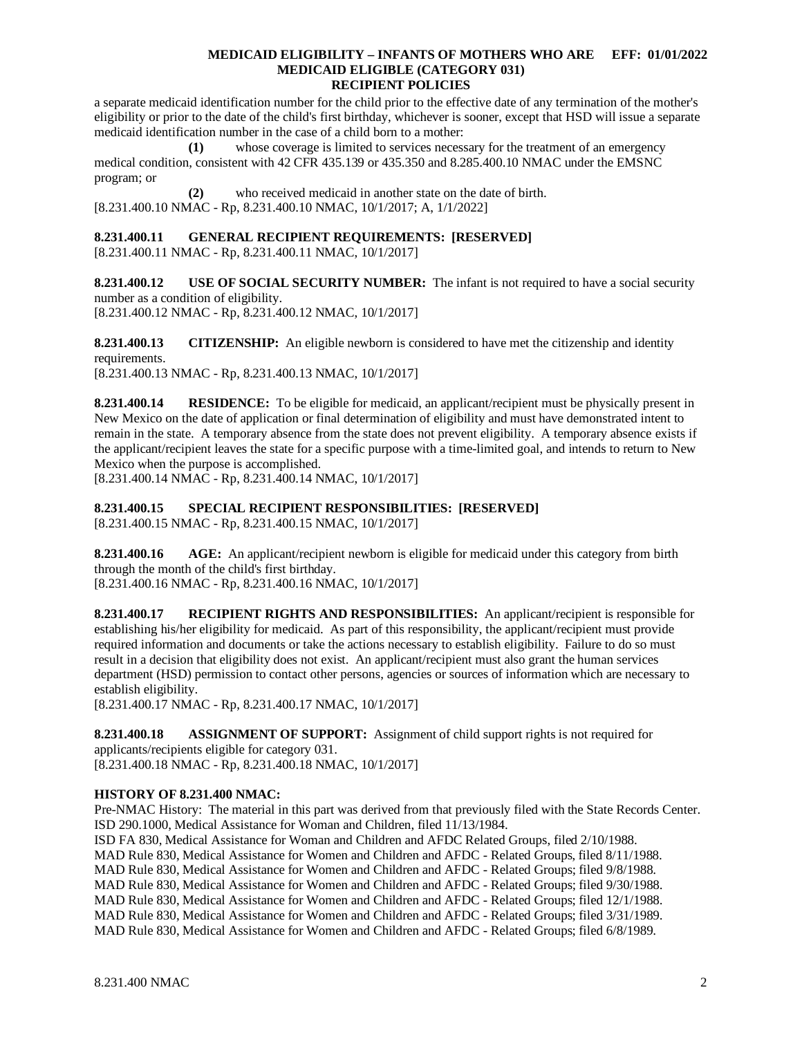a separate medicaid identification number for the child prior to the effective date of any termination of the mother's eligibility or prior to the date of the child's first birthday, whichever is sooner, except that HSD will issue a separate medicaid identification number in the case of a child born to a mother:

**(1)** whose coverage is limited to services necessary for the treatment of an emergency medical condition, consistent with 42 CFR 435.139 or 435.350 and 8.285.400.10 NMAC under the EMSNC program; or

**(2)** who received medicaid in another state on the date of birth.

[8.231.400.10 NMAC - Rp, 8.231.400.10 NMAC, 10/1/2017; A, 1/1/2022]

**8.231.400.11 GENERAL RECIPIENT REQUIREMENTS: [RESERVED]**

[8.231.400.11 NMAC - Rp, 8.231.400.11 NMAC, 10/1/2017]

**8.231.400.12 USE OF SOCIAL SECURITY NUMBER:** The infant is not required to have a social security number as a condition of eligibility.

[8.231.400.12 NMAC - Rp, 8.231.400.12 NMAC, 10/1/2017]

**8.231.400.13 CITIZENSHIP:** An eligible newborn is considered to have met the citizenship and identity requirements.

[8.231.400.13 NMAC - Rp, 8.231.400.13 NMAC, 10/1/2017]

**8.231.400.14 RESIDENCE:** To be eligible for medicaid, an applicant/recipient must be physically present in New Mexico on the date of application or final determination of eligibility and must have demonstrated intent to remain in the state. A temporary absence from the state does not prevent eligibility. A temporary absence exists if the applicant/recipient leaves the state for a specific purpose with a time-limited goal, and intends to return to New Mexico when the purpose is accomplished.

[8.231.400.14 NMAC - Rp, 8.231.400.14 NMAC, 10/1/2017]

**8.231.400.15 SPECIAL RECIPIENT RESPONSIBILITIES: [RESERVED]**

[8.231.400.15 NMAC - Rp, 8.231.400.15 NMAC, 10/1/2017]

**8.231.400.16 AGE:** An applicant/recipient newborn is eligible for medicaid under this category from birth through the month of the child's first birthday.

[8.231.400.16 NMAC - Rp, 8.231.400.16 NMAC, 10/1/2017]

**8.231.400.17 RECIPIENT RIGHTS AND RESPONSIBILITIES:** An applicant/recipient is responsible for establishing his/her eligibility for medicaid. As part of this responsibility, the applicant/recipient must provide required information and documents or take the actions necessary to establish eligibility. Failure to do so must result in a decision that eligibility does not exist. An applicant/recipient must also grant the human services department (HSD) permission to contact other persons, agencies or sources of information which are necessary to establish eligibility.

[8.231.400.17 NMAC - Rp, 8.231.400.17 NMAC, 10/1/2017]

**8.231.400.18 ASSIGNMENT OF SUPPORT:** Assignment of child support rights is not required for applicants/recipients eligible for category 031.

[8.231.400.18 NMAC - Rp, 8.231.400.18 NMAC, 10/1/2017]

**HISTORY OF 8.231.400 NMAC:**

Pre-NMAC History: The material in this part was derived from that previously filed with the State Records Center.

ISD 290.1000, Medical Assistance for Woman and Children, filed 11/13/1984.

ISD FA 830, Medical Assistance for Woman and Children and AFDC Related Groups, filed 2/10/1988.

MAD Rule 830, Medical Assistance for Women and Children and AFDC - Related Groups, filed 8/11/1988.

MAD Rule 830, Medical Assistance for Women and Children and AFDC - Related Groups; filed 9/8/1988.

MAD Rule 830, Medical Assistance for Women and Children and AFDC - Related Groups; filed 9/30/1988.

MAD Rule 830, Medical Assistance for Women and Children and AFDC - Related Groups; filed 12/1/1988.

MAD Rule 830, Medical Assistance for Women and Children and AFDC - Related Groups; filed 3/31/1989.

MAD Rule 830, Medical Assistance for Women and Children and AFDC - Related Groups; filed 6/8/1989.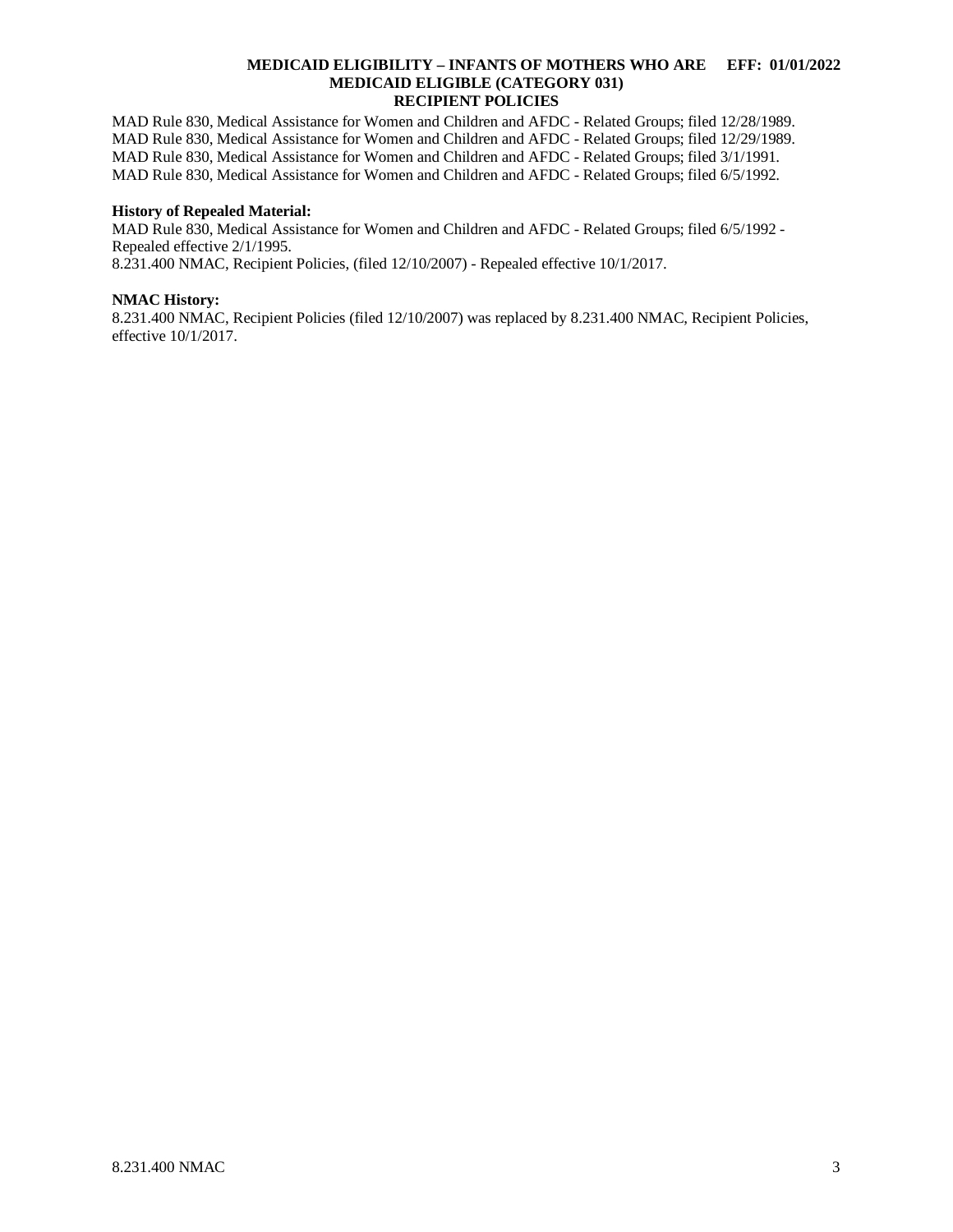MAD Rule 830, Medical Assistance for Women and Children and AFDC - Related Groups; filed 12/28/1989.
MAD Rule 830, Medical Assistance for Women and Children and AFDC - Related Groups; filed 12/29/1989.
MAD Rule 830, Medical Assistance for Women and Children and AFDC - Related Groups; filed 3/1/1991.
MAD Rule 830, Medical Assistance for Women and Children and AFDC - Related Groups; filed 6/5/1992.

**History of Repealed Material:**
MAD Rule 830, Medical Assistance for Women and Children and AFDC - Related Groups; filed 6/5/1992 - Repealed effective 2/1/1995.
8.231.400 NMAC, Recipient Policies, (filed 12/10/2007) - Repealed effective 10/1/2017.

**NMAC History:**
8.231.400 NMAC, Recipient Policies (filed 12/10/2007) was replaced by 8.231.400 NMAC, Recipient Policies, effective 10/1/2017.